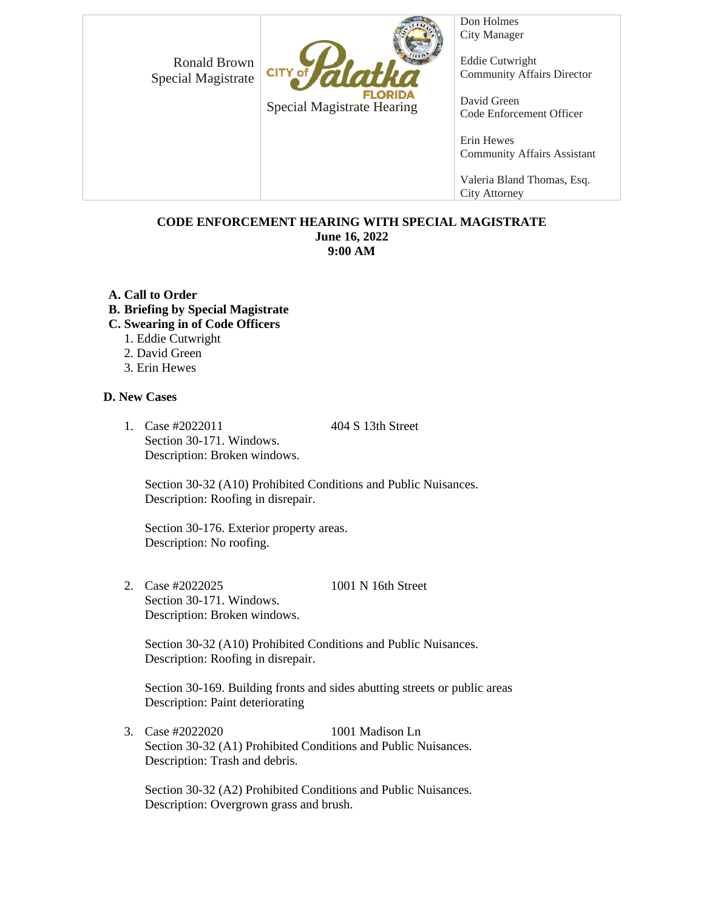| Ronald Brown<br>Special Magistrate | CITY of Palatka FLORIDA<br>Special Magistrate Hearing | Don Holmes<br>City Manager<br><br>Eddie Cutwright<br>Community Affairs Director<br><br>David Green<br>Code Enforcement Officer<br><br>Erin Hewes<br>Community Affairs Assistant<br><br>Valeria Bland Thomas, Esq.<br>City Attorney |
|---|---|---|

**CODE ENFORCEMENT HEARING WITH SPECIAL MAGISTRATE**
**June 16, 2022**
**9:00 AM**

**A. Call to Order**

**B. Briefing by Special Magistrate**

**C. Swearing in of Code Officers**

1. Eddie Cutwright
2. David Green
3. Erin Hewes

**D. New Cases**

1. Case #2022011 404 S 13th Street
   Section 30-171. Windows.
   Description: Broken windows.

   Section 30-32 (A10) Prohibited Conditions and Public Nuisances.
   Description: Roofing in disrepair.

   Section 30-176. Exterior property areas.
   Description: No roofing.

2. Case #2022025 1001 N 16th Street
   Section 30-171. Windows.
   Description: Broken windows.

   Section 30-32 (A10) Prohibited Conditions and Public Nuisances.
   Description: Roofing in disrepair.

   Section 30-169. Building fronts and sides abutting streets or public areas
   Description: Paint deteriorating

3. Case #2022020 1001 Madison Ln
   Section 30-32 (A1) Prohibited Conditions and Public Nuisances.
   Description: Trash and debris.

   Section 30-32 (A2) Prohibited Conditions and Public Nuisances.
   Description: Overgrown grass and brush.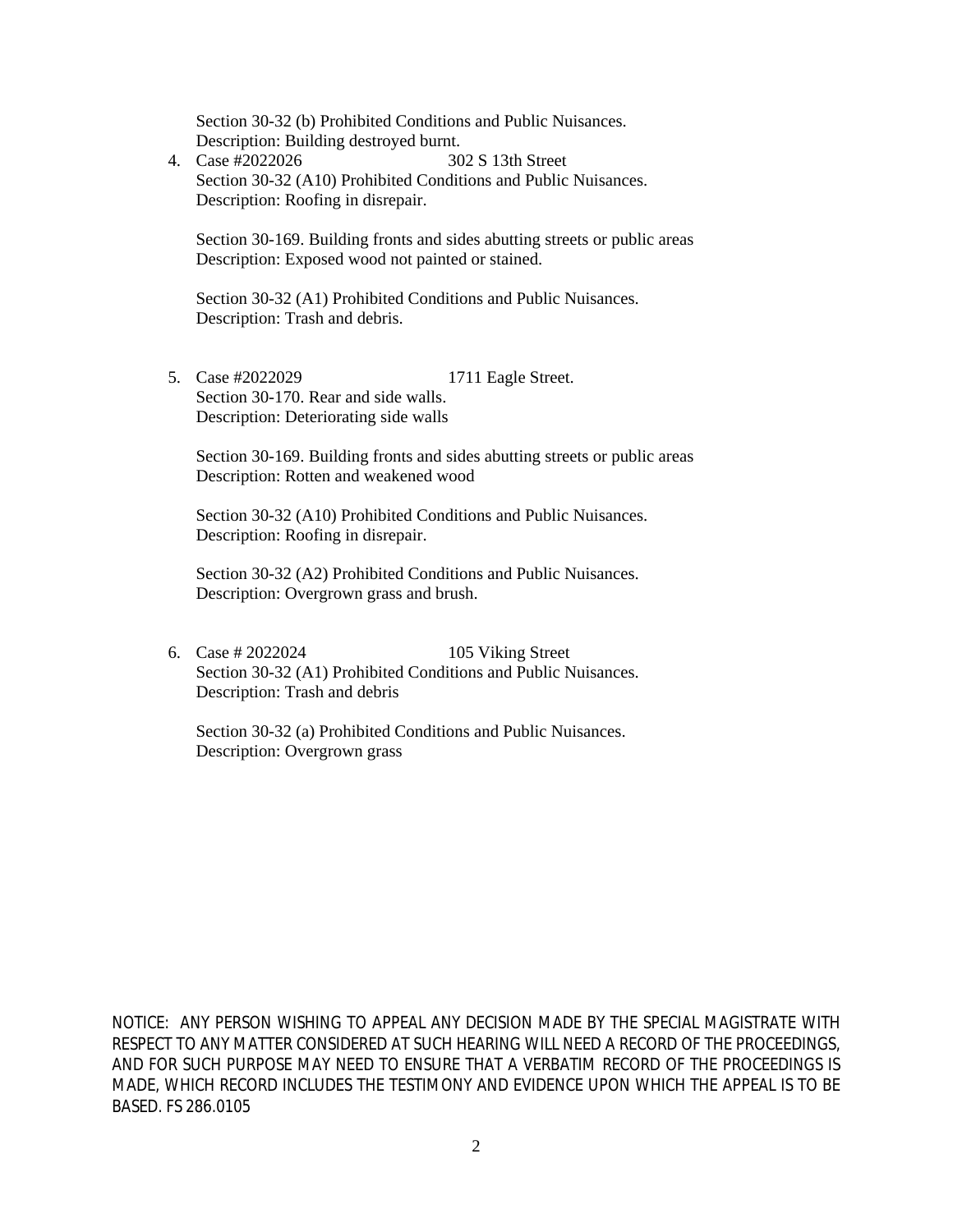Section 30-32 (b) Prohibited Conditions and Public Nuisances.
Description: Building destroyed burnt.

4. Case #2022026 302 S 13th Street
   Section 30-32 (A10) Prohibited Conditions and Public Nuisances.
   Description: Roofing in disrepair.

   Section 30-169. Building fronts and sides abutting streets or public areas
   Description: Exposed wood not painted or stained.

   Section 30-32 (A1) Prohibited Conditions and Public Nuisances.
   Description: Trash and debris.

5. Case #2022029 1711 Eagle Street.
   Section 30-170. Rear and side walls.
   Description: Deteriorating side walls

   Section 30-169. Building fronts and sides abutting streets or public areas
   Description: Rotten and weakened wood

   Section 30-32 (A10) Prohibited Conditions and Public Nuisances.
   Description: Roofing in disrepair.

   Section 30-32 (A2) Prohibited Conditions and Public Nuisances.
   Description: Overgrown grass and brush.

6. Case # 2022024 105 Viking Street
   Section 30-32 (A1) Prohibited Conditions and Public Nuisances.
   Description: Trash and debris

   Section 30-32 (a) Prohibited Conditions and Public Nuisances.
   Description: Overgrown grass

NOTICE: ANY PERSON WISHING TO APPEAL ANY DECISION MADE BY THE SPECIAL MAGISTRATE WITH RESPECT TO ANY MATTER CONSIDERED AT SUCH HEARING WILL NEED A RECORD OF THE PROCEEDINGS, AND FOR SUCH PURPOSE MAY NEED TO ENSURE THAT A VERBATIM RECORD OF THE PROCEEDINGS IS MADE, WHICH RECORD INCLUDES THE TESTIMONY AND EVIDENCE UPON WHICH THE APPEAL IS TO BE BASED. FS 286.0105